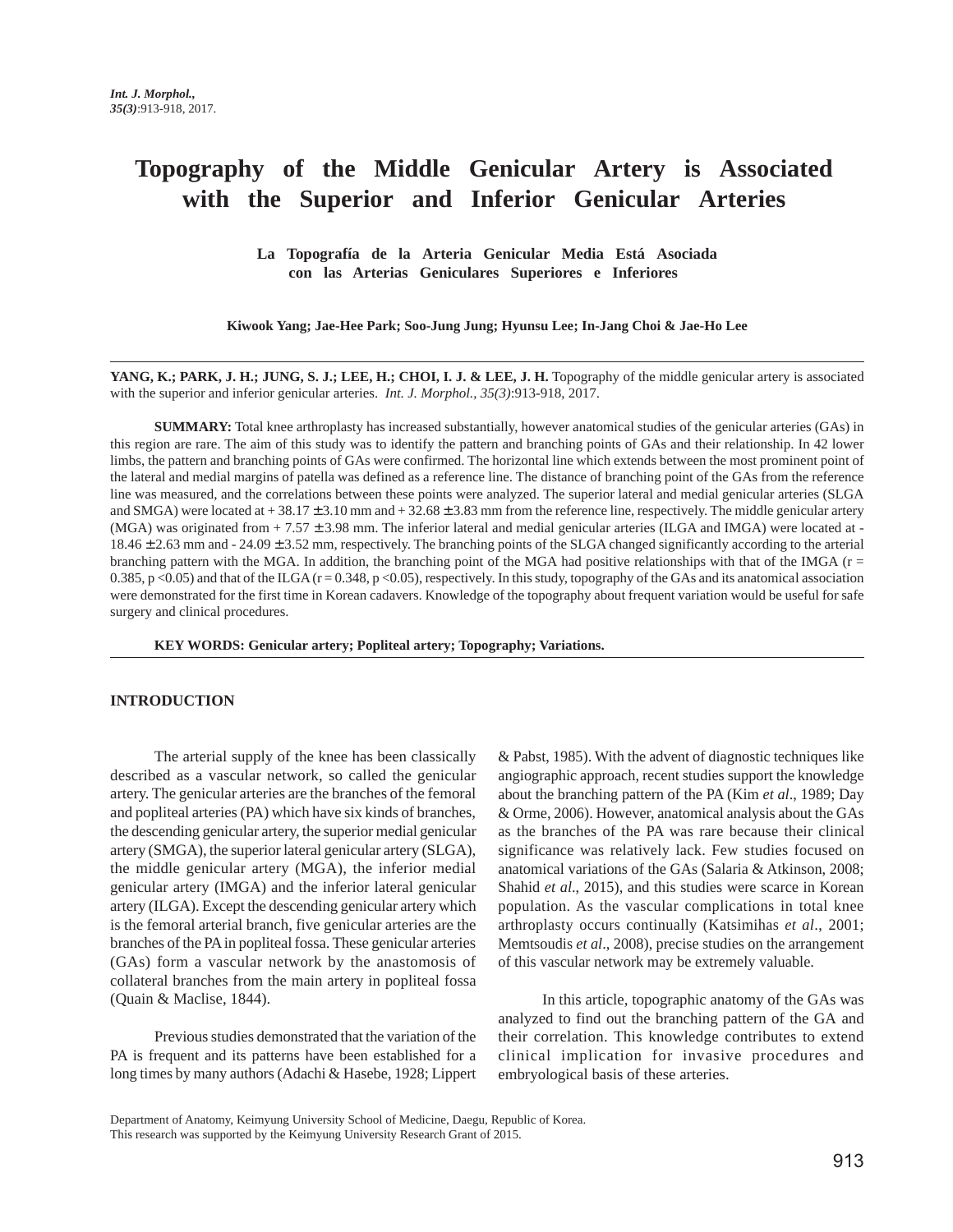# Topography of the Middle Genicular Artery is Associated with the Superior and Inferior Genicular Arteries

### La Topografía de la Arteria Genicular Media Está Asociada con las Arterias Geniculares Superiores e Inferiores

**Kiwook Yang; Jae-Hee Park; Soo-Jung Jung; Hyunsu Lee; In-Jang Choi & Jae-Ho Lee**

---

**YANG, K.; PARK, J. H.; JUNG, S. J.; LEE, H.; CHOI, I. J. & LEE, J. H.** Topography of the middle genicular artery is associated with the superior and inferior genicular arteries. *Int. J. Morphol., 35(3)*:913-918, 2017.

**SUMMARY:** Total knee arthroplasty has increased substantially, however anatomical studies of the genicular arteries (GAs) in this region are rare. The aim of this study was to identify the pattern and branching points of GAs and their relationship. In 42 lower limbs, the pattern and branching points of GAs were confirmed. The horizontal line which extends between the most prominent point of the lateral and medial margins of patella was defined as a reference line. The distance of branching point of the GAs from the reference line was measured, and the correlations between these points were analyzed. The superior lateral and medial genicular arteries (SLGA and SMGA) were located at $+ 38.17 \pm 3.10$ mm and $+ 32.68 \pm 3.83$ mm from the reference line, respectively. The middle genicular artery (MGA) was originated from $+ 7.57 \pm 3.98$ mm. The inferior lateral and medial genicular arteries (ILGA and IMGA) were located at $-18.46 \pm 2.63$ mm and $-24.09 \pm 3.52$ mm, respectively. The branching points of the SLGA changed significantly according to the arterial branching pattern with the MGA. In addition, the branching point of the MGA had positive relationships with that of the IMGA ($r = 0.385$, $p < 0.05$) and that of the ILGA ($r = 0.348$, $p < 0.05$), respectively. In this study, topography of the GAs and its anatomical association were demonstrated for the first time in Korean cadavers. Knowledge of the topography about frequent variation would be useful for safe surgery and clinical procedures.

**KEY WORDS: Genicular artery; Popliteal artery; Topography; Variations.**

---

## INTRODUCTION

The arterial supply of the knee has been classically described as a vascular network, so called the genicular artery. The genicular arteries are the branches of the femoral and popliteal arteries (PA) which have six kinds of branches, the descending genicular artery, the superior medial genicular artery (SMGA), the superior lateral genicular artery (SLGA), the middle genicular artery (MGA), the inferior medial genicular artery (IMGA) and the inferior lateral genicular artery (ILGA). Except the descending genicular artery which is the femoral arterial branch, five genicular arteries are the branches of the PA in popliteal fossa. These genicular arteries (GAs) form a vascular network by the anastomosis of collateral branches from the main artery in popliteal fossa (Quain & Maclise, 1844).

Previous studies demonstrated that the variation of the PA is frequent and its patterns have been established for a long times by many authors (Adachi & Hasebe, 1928; Lippert & Pabst, 1985). With the advent of diagnostic techniques like angiographic approach, recent studies support the knowledge about the branching pattern of the PA (Kim *et al*., 1989; Day & Orme, 2006). However, anatomical analysis about the GAs as the branches of the PA was rare because their clinical significance was relatively lack. Few studies focused on anatomical variations of the GAs (Salaria & Atkinson, 2008; Shahid *et al*., 2015), and this studies were scarce in Korean population. As the vascular complications in total knee arthroplasty occurs continually (Katsimihas *et al*., 2001; Memtsoudis *et al*., 2008), precise studies on the arrangement of this vascular network may be extremely valuable.

In this article, topographic anatomy of the GAs was analyzed to find out the branching pattern of the GA and their correlation. This knowledge contributes to extend clinical implication for invasive procedures and embryological basis of these arteries.

Department of Anatomy, Keimyung University School of Medicine, Daegu, Republic of Korea.
This research was supported by the Keimyung University Research Grant of 2015.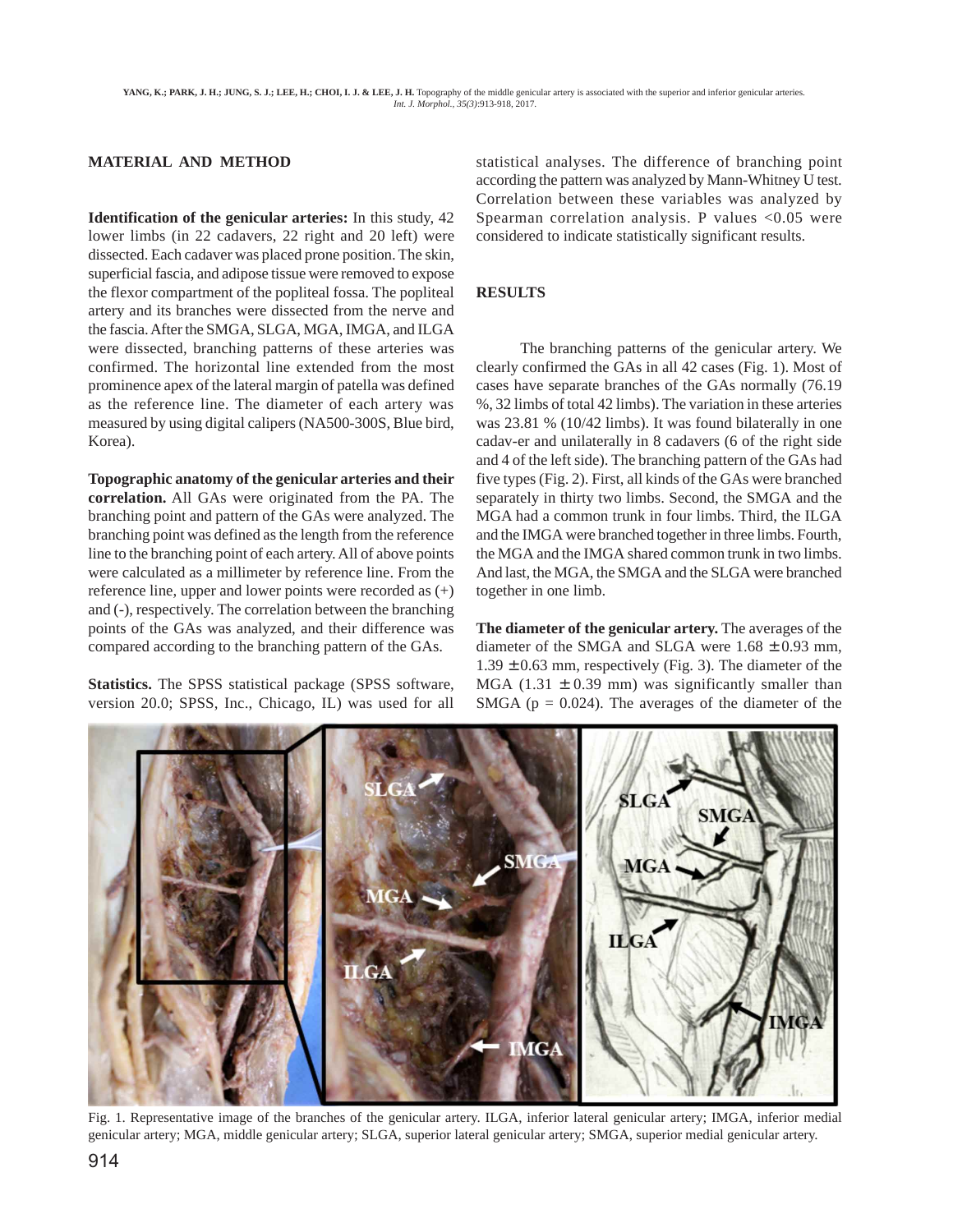## MATERIAL AND METHOD

**Identification of the genicular arteries:** In this study, 42 lower limbs (in 22 cadavers, 22 right and 20 left) were dissected. Each cadaver was placed prone position. The skin, superficial fascia, and adipose tissue were removed to expose the flexor compartment of the popliteal fossa. The popliteal artery and its branches were dissected from the nerve and the fascia. After the SMGA, SLGA, MGA, IMGA, and ILGA were dissected, branching patterns of these arteries was confirmed. The horizontal line extended from the most prominence apex of the lateral margin of patella was defined as the reference line. The diameter of each artery was measured by using digital calipers (NA500-300S, Blue bird, Korea).

**Topographic anatomy of the genicular arteries and their correlation.** All GAs were originated from the PA. The branching point and pattern of the GAs were analyzed. The branching point was defined as the length from the reference line to the branching point of each artery. All of above points were calculated as a millimeter by reference line. From the reference line, upper and lower points were recorded as (+) and (-), respectively. The correlation between the branching points of the GAs was analyzed, and their difference was compared according to the branching pattern of the GAs.

**Statistics.** The SPSS statistical package (SPSS software, version 20.0; SPSS, Inc., Chicago, IL) was used for all statistical analyses. The difference of branching point according the pattern was analyzed by Mann-Whitney U test. Correlation between these variables was analyzed by Spearman correlation analysis. P values $<0.05$ were considered to indicate statistically significant results.

## RESULTS

The branching patterns of the genicular artery. We clearly confirmed the GAs in all 42 cases (Fig. 1). Most of cases have separate branches of the GAs normally (76.19 %, 32 limbs of total 42 limbs). The variation in these arteries was 23.81 % (10/42 limbs). It was found bilaterally in one cadav-er and unilaterally in 8 cadavers (6 of the right side and 4 of the left side). The branching pattern of the GAs had five types (Fig. 2). First, all kinds of the GAs were branched separately in thirty two limbs. Second, the SMGA and the MGA had a common trunk in four limbs. Third, the ILGA and the IMGA were branched together in three limbs. Fourth, the MGA and the IMGA shared common trunk in two limbs. And last, the MGA, the SMGA and the SLGA were branched together in one limb.

**The diameter of the genicular artery.** The averages of the diameter of the SMGA and SLGA were 1.68 ± 0.93 mm, 1.39 ± 0.63 mm, respectively (Fig. 3). The diameter of the MGA (1.31 ± 0.39 mm) was significantly smaller than SMGA ($p = 0.024$). The averages of the diameter of the

Fig. 1. Representative image of the branches of the genicular artery. ILGA, inferior lateral genicular artery; IMGA, inferior medial genicular artery; MGA, middle genicular artery; SLGA, superior lateral genicular artery; SMGA, superior medial genicular artery.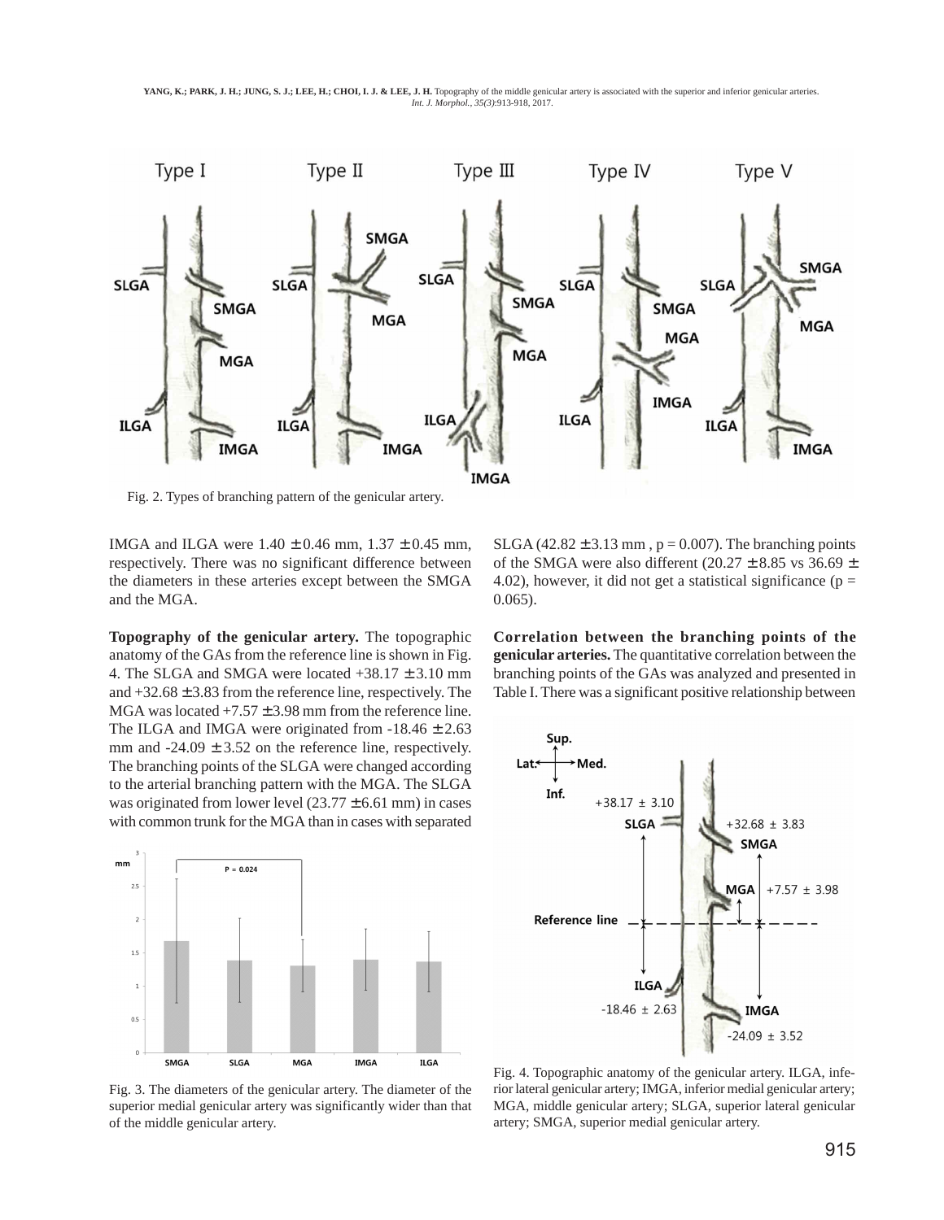Fig. 2. Types of branching pattern of the genicular artery.

IMGA and ILGA were 1.40 ± 0.46 mm, 1.37 ± 0.45 mm, respectively. There was no significant difference between the diameters in these arteries except between the SMGA and the MGA.

**Topography of the genicular artery.** The topographic anatomy of the GAs from the reference line is shown in Fig. 4. The SLGA and SMGA were located +38.17 ± 3.10 mm and +32.68 ± 3.83 from the reference line, respectively. The MGA was located +7.57 ± 3.98 mm from the reference line. The ILGA and IMGA were originated from -18.46 ± 2.63 mm and -24.09 ± 3.52 on the reference line, respectively. The branching points of the SLGA were changed according to the arterial branching pattern with the MGA. The SLGA was originated from lower level (23.77 ± 6.61 mm) in cases with common trunk for the MGA than in cases with separated SLGA (42.82 ± 3.13 mm , $p = 0.007$). The branching points of the SMGA were also different (20.27 ± 8.85 vs 36.69 ± 4.02), however, it did not get a statistical significance ($p = 0.065$).

Fig. 3. The diameters of the genicular artery. The diameter of the superior medial genicular artery was significantly wider than that of the middle genicular artery.

**Correlation between the branching points of the genicular arteries.** The quantitative correlation between the branching points of the GAs was analyzed and presented in Table I. There was a significant positive relationship between

Fig. 4. Topographic anatomy of the genicular artery. ILGA, inferior lateral genicular artery; IMGA, inferior medial genicular artery; MGA, middle genicular artery; SLGA, superior lateral genicular artery; SMGA, superior medial genicular artery.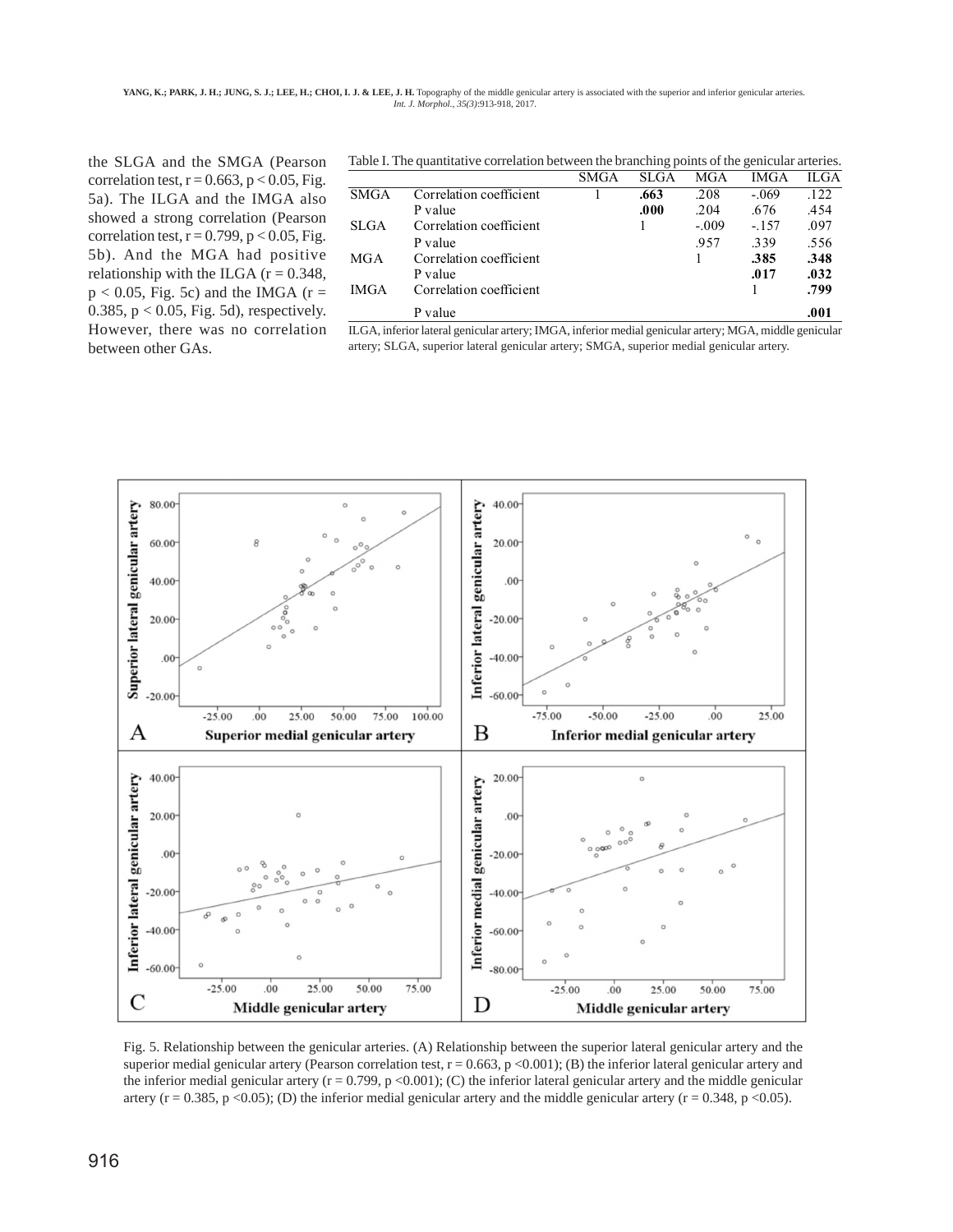the SLGA and the SMGA (Pearson correlation test, $r = 0.663$, $p < 0.05$, Fig. 5a). The ILGA and the IMGA also showed a strong correlation (Pearson correlation test, $r = 0.799$, $p < 0.05$, Fig. 5b). And the MGA had positive relationship with the ILGA ($r = 0.348$, $p < 0.05$, Fig. 5c) and the IMGA ($r = 0.385$, $p < 0.05$, Fig. 5d), respectively. However, there was no correlation between other GAs.

Table I. The quantitative correlation between the branching points of the genicular arteries.

| | | SMGA | SLGA | MGA | IMGA | ILGA |
|---|---|---|---|---|---|---|
| SMGA | Correlation coefficient | 1 | **.663** | .208 | -.069 | .122 |
| | P value | | **.000** | .204 | .676 | .454 |
| SLGA | Correlation coefficient | | 1 | -.009 | -.157 | .097 |
| | P value | | | .957 | .339 | .556 |
| MGA | Correlation coefficient | | | 1 | **.385** | **.348** |
| | P value | | | | **.017** | **.032** |
| IMGA | Correlation coefficient | | | | 1 | **.799** |
| | P value | | | | | **.001** |

ILGA, inferior lateral genicular artery; IMGA, inferior medial genicular artery; MGA, middle genicular artery; SLGA, superior lateral genicular artery; SMGA, superior medial genicular artery.

Fig. 5. Relationship between the genicular arteries. (A) Relationship between the superior lateral genicular artery and the superior medial genicular artery (Pearson correlation test, $r = 0.663$, $p < 0.001$); (B) the inferior lateral genicular artery and the inferior medial genicular artery ($r = 0.799$, $p < 0.001$); (C) the inferior lateral genicular artery and the middle genicular artery ($r = 0.385$, $p < 0.05$); (D) the inferior medial genicular artery and the middle genicular artery ($r = 0.348$, $p < 0.05$).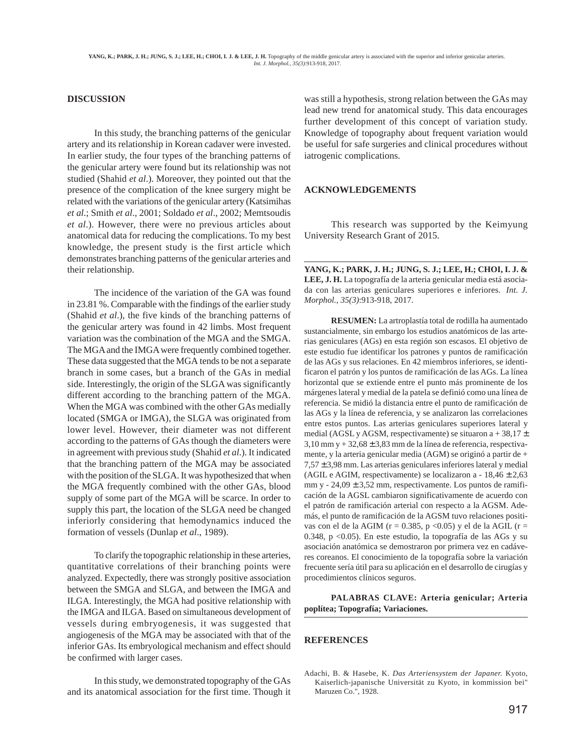## DISCUSSION

In this study, the branching patterns of the genicular artery and its relationship in Korean cadaver were invested. In earlier study, the four types of the branching patterns of the genicular artery were found but its relationship was not studied (Shahid *et al*.). Moreover, they pointed out that the presence of the complication of the knee surgery might be related with the variations of the genicular artery (Katsimihas *et al*.; Smith *et al*., 2001; Soldado *et al*., 2002; Memtsoudis *et al*.). However, there were no previous articles about anatomical data for reducing the complications. To my best knowledge, the present study is the first article which demonstrates branching patterns of the genicular arteries and their relationship.

The incidence of the variation of the GA was found in 23.81 %. Comparable with the findings of the earlier study (Shahid *et al*.), the five kinds of the branching patterns of the genicular artery was found in 42 limbs. Most frequent variation was the combination of the MGA and the SMGA. The MGA and the IMGA were frequently combined together. These data suggested that the MGA tends to be not a separate branch in some cases, but a branch of the GAs in medial side. Interestingly, the origin of the SLGA was significantly different according to the branching pattern of the MGA. When the MGA was combined with the other GAs medially located (SMGA or IMGA), the SLGA was originated from lower level. However, their diameter was not different according to the patterns of GAs though the diameters were in agreement with previous study (Shahid *et al*.). It indicated that the branching pattern of the MGA may be associated with the position of the SLGA. It was hypothesized that when the MGA frequently combined with the other GAs, blood supply of some part of the MGA will be scarce. In order to supply this part, the location of the SLGA need be changed inferiorly considering that hemodynamics induced the formation of vessels (Dunlap *et al*., 1989).

To clarify the topographic relationship in these arteries, quantitative correlations of their branching points were analyzed. Expectedly, there was strongly positive association between the SMGA and SLGA, and between the IMGA and ILGA. Interestingly, the MGA had positive relationship with the IMGA and ILGA. Based on simultaneous development of vessels during embryogenesis, it was suggested that angiogenesis of the MGA may be associated with that of the inferior GAs. Its embryological mechanism and effect should be confirmed with larger cases.

In this study, we demonstrated topography of the GAs and its anatomical association for the first time. Though it was still a hypothesis, strong relation between the GAs may lead new trend for anatomical study. This data encourages further development of this concept of variation study. Knowledge of topography about frequent variation would be useful for safe surgeries and clinical procedures without iatrogenic complications.

## ACKNOWLEDGEMENTS

This research was supported by the Keimyung University Research Grant of 2015.

---

**YANG, K.; PARK, J. H.; JUNG, S. J.; LEE, H.; CHOI, I. J. & LEE, J. H.** La topografía de la arteria genicular media está asociada con las arterias geniculares superiores e inferiores. *Int. J. Morphol., 35(3)*:913-918, 2017.

**RESUMEN:** La artroplastía total de rodilla ha aumentado sustancialmente, sin embargo los estudios anatómicos de las arterias geniculares (AGs) en esta región son escasos. El objetivo de este estudio fue identificar los patrones y puntos de ramificación de las AGs y sus relaciones. En 42 miembros inferiores, se identificaron el patrón y los puntos de ramificación de las AGs. La línea horizontal que se extiende entre el punto más prominente de los márgenes lateral y medial de la patela se definió como una línea de referencia. Se midió la distancia entre el punto de ramificación de las AGs y la línea de referencia, y se analizaron las correlaciones entre estos puntos. Las arterias geniculares superiores lateral y medial (AGSL y AGSM, respectivamente) se situaron a + 38,17 ± 3,10 mm y + 32,68 ± 3,83 mm de la línea de referencia, respectivamente, y la arteria genicular media (AGM) se originó a partir de + 7,57 ± 3,98 mm. Las arterias geniculares inferiores lateral y medial (AGIL e AGIM, respectivamente) se localizaron a - 18,46 ± 2,63 mm y - 24,09 ± 3,52 mm, respectivamente. Los puntos de ramificación de la AGSL cambiaron significativamente de acuerdo con el patrón de ramificación arterial con respecto a la AGSM. Además, el punto de ramificación de la AGSM tuvo relaciones positivas con el de la AGIM ($r = 0.385$, $p < 0.05$) y el de la AGIL ($r = 0.348$, $p < 0.05$). En este estudio, la topografía de las AGs y su asociación anatómica se demostraron por primera vez en cadáveres coreanos. El conocimiento de la topografía sobre la variación frecuente sería útil para su aplicación en el desarrollo de cirugías y procedimientos clínicos seguros.

**PALABRAS CLAVE: Arteria genicular; Arteria poplítea; Topografía; Variaciones.**

---

## REFERENCES

Adachi, B. & Hasebe, K. *Das Arteriensystem der Japaner.* Kyoto, Kaiserlich-japanische Universität zu Kyoto, in kommission bei" Maruzen Co.", 1928.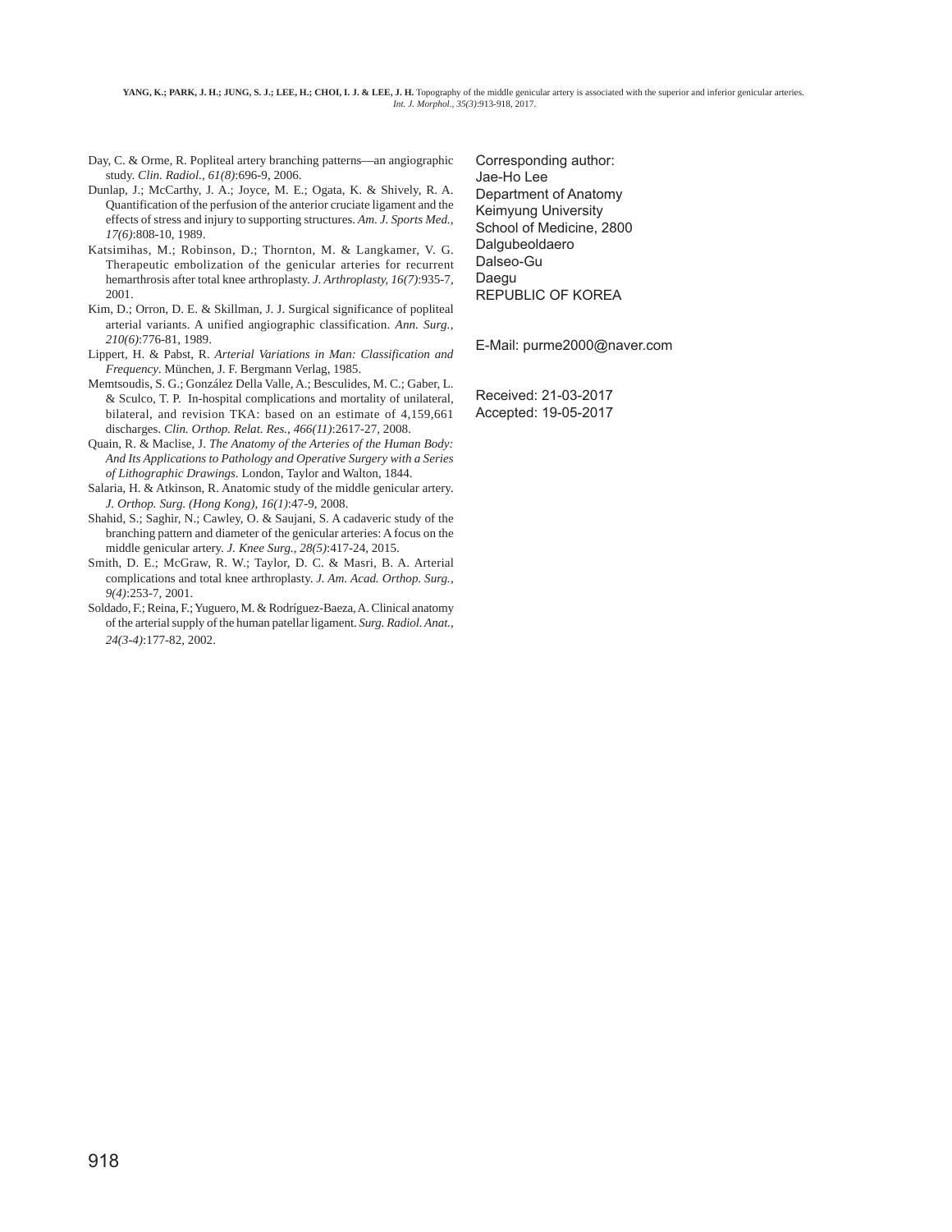Day, C. & Orme, R. Popliteal artery branching patterns—an angiographic study. *Clin. Radiol., 61(8)*:696-9, 2006.

Dunlap, J.; McCarthy, J. A.; Joyce, M. E.; Ogata, K. & Shively, R. A. Quantification of the perfusion of the anterior cruciate ligament and the effects of stress and injury to supporting structures. *Am. J. Sports Med., 17(6)*:808-10, 1989.

Katsimihas, M.; Robinson, D.; Thornton, M. & Langkamer, V. G. Therapeutic embolization of the genicular arteries for recurrent hemarthrosis after total knee arthroplasty. *J. Arthroplasty, 16(7)*:935-7, 2001.

Kim, D.; Orron, D. E. & Skillman, J. J. Surgical significance of popliteal arterial variants. A unified angiographic classification. *Ann. Surg., 210(6)*:776-81, 1989.

Lippert, H. & Pabst, R. *Arterial Variations in Man: Classification and Frequency*. München, J. F. Bergmann Verlag, 1985.

Memtsoudis, S. G.; González Della Valle, A.; Besculides, M. C.; Gaber, L. & Sculco, T. P. In-hospital complications and mortality of unilateral, bilateral, and revision TKA: based on an estimate of 4,159,661 discharges. *Clin. Orthop. Relat. Res., 466(11)*:2617-27, 2008.

Quain, R. & Maclise, J. *The Anatomy of the Arteries of the Human Body: And Its Applications to Pathology and Operative Surgery with a Series of Lithographic Drawings.* London, Taylor and Walton, 1844.

Salaria, H. & Atkinson, R. Anatomic study of the middle genicular artery. *J. Orthop. Surg. (Hong Kong), 16(1)*:47-9, 2008.

Shahid, S.; Saghir, N.; Cawley, O. & Saujani, S. A cadaveric study of the branching pattern and diameter of the genicular arteries: A focus on the middle genicular artery. *J. Knee Surg., 28(5)*:417-24, 2015.

Smith, D. E.; McGraw, R. W.; Taylor, D. C. & Masri, B. A. Arterial complications and total knee arthroplasty. *J. Am. Acad. Orthop. Surg., 9(4)*:253-7, 2001.

Soldado, F.; Reina, F.; Yuguero, M. & Rodríguez-Baeza, A. Clinical anatomy of the arterial supply of the human patellar ligament. *Surg. Radiol. Anat., 24(3-4)*:177-82, 2002.

Corresponding author:
Jae-Ho Lee
Department of Anatomy
Keimyung University
School of Medicine, 2800
Dalgubeoldaero
Dalseo-Gu
Daegu
REPUBLIC OF KOREA

E-Mail: purme2000@naver.com

Received: 21-03-2017
Accepted: 19-05-2017